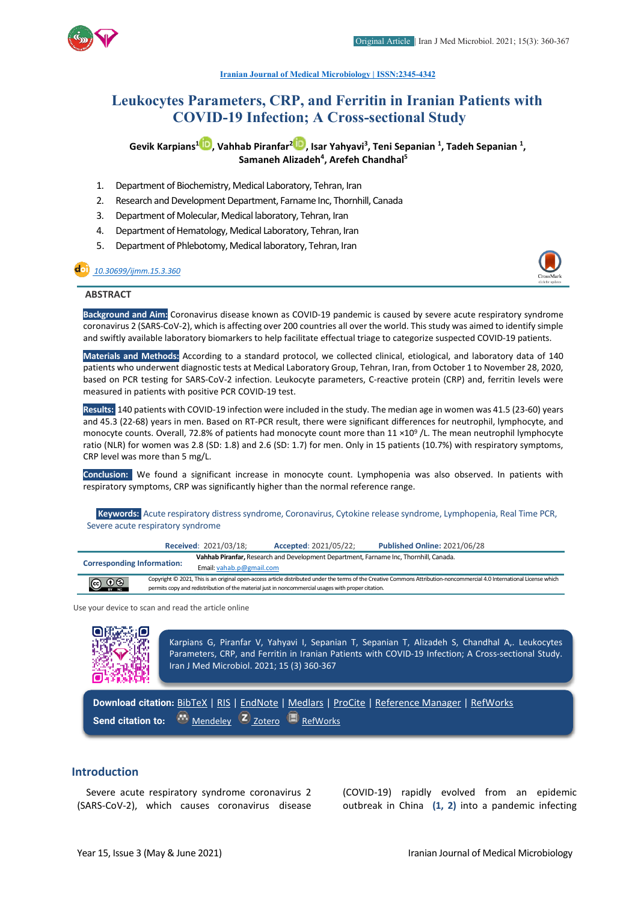Iranian Journal of Medical Microbiology | ISSN:2345-4342

# Leukocytes Parameters, CRP, and Ferritin in Iranian Patients with COVID-19 Infection; A Cross-sectional Study

**Gevik Karpians[1], Vahhab Piranfar[2], Isar Yahyavi[3], Teni Sepanian [1], Tadeh Sepanian [1], Samaneh Alizadeh[4], Arefeh Chandhal[5]**

1. Department of Biochemistry, Medical Laboratory, Tehran, Iran
2. Research and Development Department, Farname Inc, Thornhill, Canada
3. Department of Molecular, Medical laboratory, Tehran, Iran
4. Department of Hematology, Medical Laboratory, Tehran, Iran
5. Department of Phlebotomy, Medical laboratory, Tehran, Iran

10.30699/ijmm.15.3.360

## ABSTRACT

**Background and Aim:** Coronavirus disease known as COVID-19 pandemic is caused by severe acute respiratory syndrome coronavirus 2 (SARS-CoV-2), which is affecting over 200 countries all over the world. This study was aimed to identify simple and swiftly available laboratory biomarkers to help facilitate effectual triage to categorize suspected COVID-19 patients.

**Materials and Methods:** According to a standard protocol, we collected clinical, etiological, and laboratory data of 140 patients who underwent diagnostic tests at Medical Laboratory Group, Tehran, Iran, from October 1 to November 28, 2020, based on PCR testing for SARS-CoV-2 infection. Leukocyte parameters, C-reactive protein (CRP) and, ferritin levels were measured in patients with positive PCR COVID-19 test.

**Results:** 140 patients with COVID-19 infection were included in the study. The median age in women was 41.5 (23-60) years and 45.3 (22-68) years in men. Based on RT-PCR result, there were significant differences for neutrophil, lymphocyte, and monocyte counts. Overall, 72.8% of patients had monocyte count more than 11 $\times 10^9$ /L. The mean neutrophil lymphocyte ratio (NLR) for women was 2.8 (SD: 1.8) and 2.6 (SD: 1.7) for men. Only in 15 patients (10.7%) with respiratory symptoms, CRP level was more than 5 mg/L.

**Conclusion:** We found a significant increase in monocyte count. Lymphopenia was also observed. In patients with respiratory symptoms, CRP was significantly higher than the normal reference range.

**Keywords:** Acute respiratory distress syndrome, Coronavirus, Cytokine release syndrome, Lymphopenia, Real Time PCR, Severe acute respiratory syndrome

**Received**: 2021/03/18; **Accepted**: 2021/05/22; **Published Online:** 2021/06/28

**Corresponding Information:** **Vahhab Piranfar,** Research and Development Department, Farname Inc, Thornhill, Canada. Email: vahab.p@gmail.com

Copyright © 2021, This is an original open-access article distributed under the terms of the Creative Commons Attribution-noncommercial 4.0 International License which permits copy and redistribution of the material just in noncommercial usages with proper citation.

Use your device to scan and read the article online

Karpians G, Piranfar V, Yahyavi I, Sepanian T, Sepanian T, Alizadeh S, Chandhal A,. Leukocytes Parameters, CRP, and Ferritin in Iranian Patients with COVID-19 Infection; A Cross-sectional Study. Iran J Med Microbiol. 2021; 15 (3) 360-367

**Download citation:** BibTeX | RIS | EndNote | Medlars | ProCite | Reference Manager | RefWorks

**Send citation to:** Mendeley  Zotero  RefWorks

## Introduction

Severe acute respiratory syndrome coronavirus 2 (SARS-CoV-2), which causes coronavirus disease (COVID-19) rapidly evolved from an epidemic outbreak in China (1, 2) into a pandemic infecting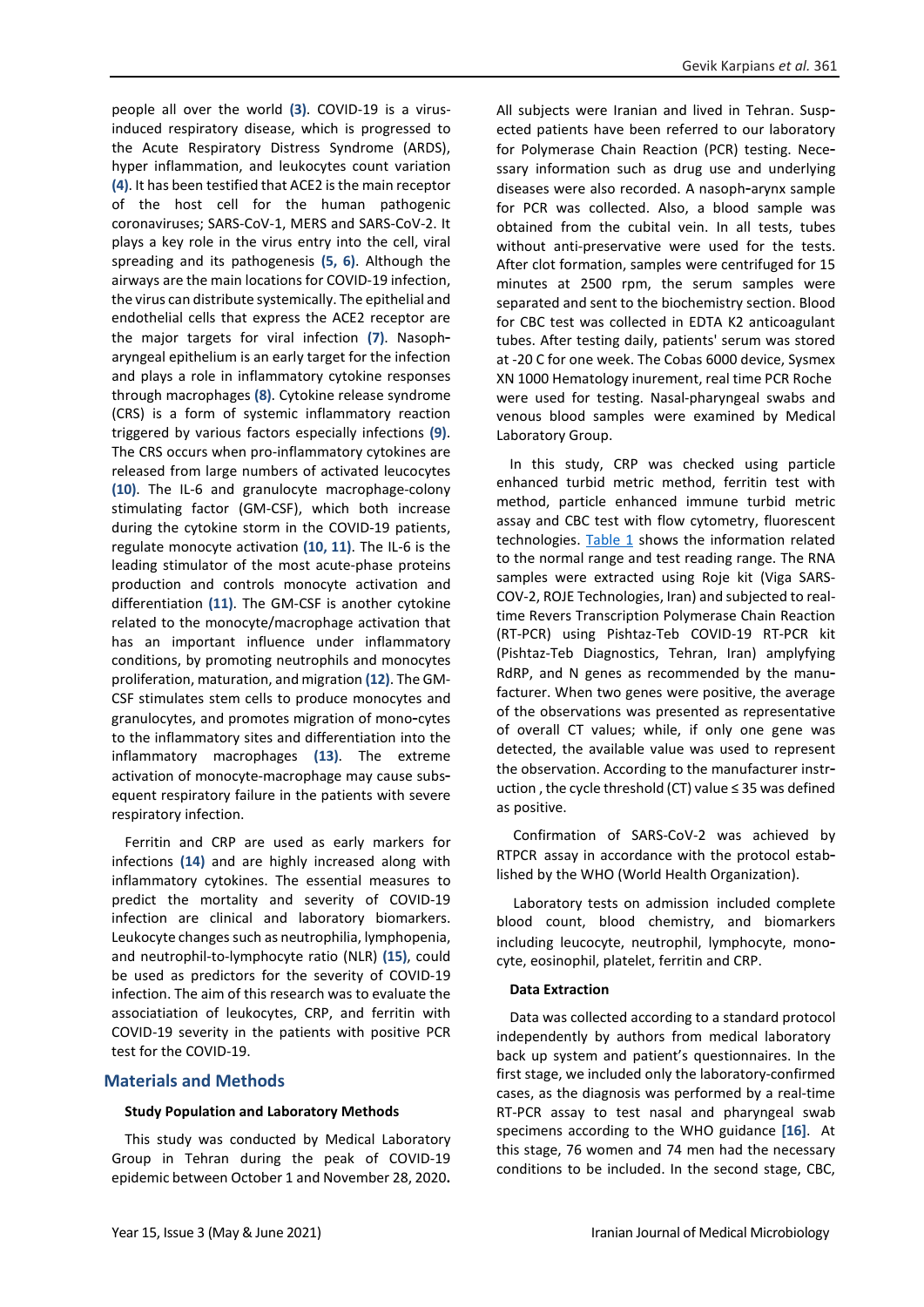people all over the world **(3)**. COVID-19 is a virus-induced respiratory disease, which is progressed to the Acute Respiratory Distress Syndrome (ARDS), hyper inflammation, and leukocytes count variation **(4)**. It has been testified that ACE2 is the main receptor of the host cell for the human pathogenic coronaviruses; SARS-CoV-1, MERS and SARS-CoV-2. It plays a key role in the virus entry into the cell, viral spreading and its pathogenesis **(5, 6)**. Although the airways are the main locations for COVID-19 infection, the virus can distribute systemically. The epithelial and endothelial cells that express the ACE2 receptor are the major targets for viral infection **(7)**. Nasopharyngeal epithelium is an early target for the infection and plays a role in inflammatory cytokine responses through macrophages **(8)**. Cytokine release syndrome (CRS) is a form of systemic inflammatory reaction triggered by various factors especially infections **(9)**. The CRS occurs when pro-inflammatory cytokines are released from large numbers of activated leucocytes **(10)**. The IL-6 and granulocyte macrophage-colony stimulating factor (GM-CSF), which both increase during the cytokine storm in the COVID-19 patients, regulate monocyte activation **(10, 11)**. The IL-6 is the leading stimulator of the most acute-phase proteins production and controls monocyte activation and differentiation **(11)**. The GM-CSF is another cytokine related to the monocyte/macrophage activation that has an important influence under inflammatory conditions, by promoting neutrophils and monocytes proliferation, maturation, and migration **(12)**. The GM-CSF stimulates stem cells to produce monocytes and granulocytes, and promotes migration of mono-cytes to the inflammatory sites and differentiation into the inflammatory macrophages **(13)**. The extreme activation of monocyte-macrophage may cause subsequent respiratory failure in the patients with severe respiratory infection.

Ferritin and CRP are used as early markers for infections **(14)** and are highly increased along with inflammatory cytokines. The essential measures to predict the mortality and severity of COVID-19 infection are clinical and laboratory biomarkers. Leukocyte changes such as neutrophilia, lymphopenia, and neutrophil-to-lymphocyte ratio (NLR) **(15)**, could be used as predictors for the severity of COVID-19 infection. The aim of this research was to evaluate the associatiation of leukocytes, CRP, and ferritin with COVID-19 severity in the patients with positive PCR test for the COVID-19.

## Materials and Methods

### Study Population and Laboratory Methods

This study was conducted by Medical Laboratory Group in Tehran during the peak of COVID-19 epidemic between October 1 and November 28, 2020. All subjects were Iranian and lived in Tehran. Suspected patients have been referred to our laboratory for Polymerase Chain Reaction (PCR) testing. Necessary information such as drug use and underlying diseases were also recorded. A nasoph-arynx sample for PCR was collected. Also, a blood sample was obtained from the cubital vein. In all tests, tubes without anti-preservative were used for the tests. After clot formation, samples were centrifuged for 15 minutes at 2500 rpm, the serum samples were separated and sent to the biochemistry section. Blood for CBC test was collected in EDTA K2 anticoagulant tubes. After testing daily, patients' serum was stored at -20 C for one week. The Cobas 6000 device, Sysmex XN 1000 Hematology inurement, real time PCR Roche were used for testing. Nasal-pharyngeal swabs and venous blood samples were examined by Medical Laboratory Group.

In this study, CRP was checked using particle enhanced turbid metric method, ferritin test with method, particle enhanced immune turbid metric assay and CBC test with flow cytometry, fluorescent technologies. Table 1 shows the information related to the normal range and test reading range. The RNA samples were extracted using Roje kit (Viga SARS-COV-2, ROJE Technologies, Iran) and subjected to real-time Revers Transcription Polymerase Chain Reaction (RT-PCR) using Pishtaz-Teb COVID-19 RT-PCR kit (Pishtaz-Teb Diagnostics, Tehran, Iran) amplyfying RdRP, and N genes as recommended by the manufacturer. When two genes were positive, the average of the observations was presented as representative of overall CT values; while, if only one gene was detected, the available value was used to represent the observation. According to the manufacturer instruction , the cycle threshold (CT) value ≤ 35 was defined as positive.

Confirmation of SARS-CoV-2 was achieved by RTPCR assay in accordance with the protocol established by the WHO (World Health Organization).

Laboratory tests on admission included complete blood count, blood chemistry, and biomarkers including leucocyte, neutrophil, lymphocyte, monocyte, eosinophil, platelet, ferritin and CRP.

### Data Extraction

Data was collected according to a standard protocol independently by authors from medical laboratory back up system and patient's questionnaires. In the first stage, we included only the laboratory-confirmed cases, as the diagnosis was performed by a real-time RT-PCR assay to test nasal and pharyngeal swab specimens according to the WHO guidance **[16]**. At this stage, 76 women and 74 men had the necessary conditions to be included. In the second stage, CBC,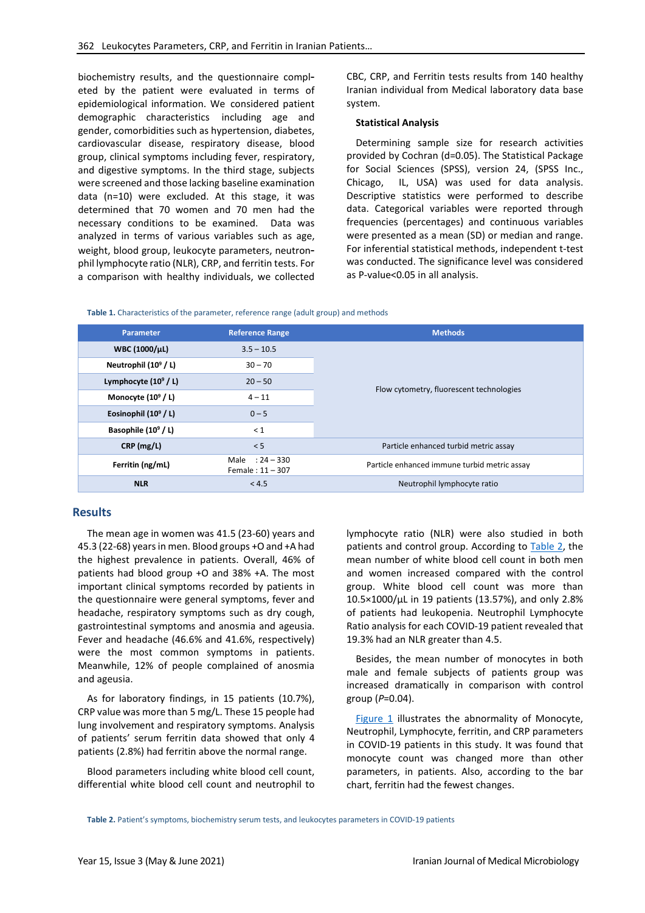biochemistry results, and the questionnaire completed by the patient were evaluated in terms of epidemiological information. We considered patient demographic characteristics including age and gender, comorbidities such as hypertension, diabetes, cardiovascular disease, respiratory disease, blood group, clinical symptoms including fever, respiratory, and digestive symptoms. In the third stage, subjects were screened and those lacking baseline examination data (n=10) were excluded. At this stage, it was determined that 70 women and 70 men had the necessary conditions to be examined. Data was analyzed in terms of various variables such as age, weight, blood group, leukocyte parameters, neutronphil lymphocyte ratio (NLR), CRP, and ferritin tests. For a comparison with healthy individuals, we collected CBC, CRP, and Ferritin tests results from 140 healthy Iranian individual from Medical laboratory data base system.

### Statistical Analysis

Determining sample size for research activities provided by Cochran (d=0.05). The Statistical Package for Social Sciences (SPSS), version 24, (SPSS Inc., Chicago, IL, USA) was used for data analysis. Descriptive statistics were performed to describe data. Categorical variables were reported through frequencies (percentages) and continuous variables were presented as a mean (SD) or median and range. For inferential statistical methods, independent t-test was conducted. The significance level was considered as P-value<0.05 in all analysis.

**Table 1.** Characteristics of the parameter, reference range (adult group) and methods

| Parameter | Reference Range | Methods |
|---|---|---|
| **WBC (1000/µL)** | 3.5 – 10.5 | Flow cytometry, fluorescent technologies |
| **Neutrophil ($10^9$ / L)** | 30 – 70 | |
| **Lymphocyte ($10^9$ / L)** | 20 – 50 | |
| **Monocyte ($10^9$ / L)** | 4 – 11 | |
| **Eosinophil ($10^9$ / L)** | 0 – 5 | |
| **Basophile ($10^9$ / L)** | < 1 | |
| **CRP (mg/L)** | < 5 | Particle enhanced turbid metric assay |
| **Ferritin (ng/mL)** | Male : 24 – 330<br>Female : 11 – 307 | Particle enhanced immune turbid metric assay |
| **NLR** | < 4.5 | Neutrophil lymphocyte ratio |

## Results

The mean age in women was 41.5 (23-60) years and 45.3 (22-68) years in men. Blood groups +O and +A had the highest prevalence in patients. Overall, 46% of patients had blood group +O and 38% +A. The most important clinical symptoms recorded by patients in the questionnaire were general symptoms, fever and headache, respiratory symptoms such as dry cough, gastrointestinal symptoms and anosmia and ageusia. Fever and headache (46.6% and 41.6%, respectively) were the most common symptoms in patients. Meanwhile, 12% of people complained of anosmia and ageusia.

As for laboratory findings, in 15 patients (10.7%), CRP value was more than 5 mg/L. These 15 people had lung involvement and respiratory symptoms. Analysis of patients' serum ferritin data showed that only 4 patients (2.8%) had ferritin above the normal range.

Blood parameters including white blood cell count, differential white blood cell count and neutrophil to lymphocyte ratio (NLR) were also studied in both patients and control group. According to Table 2, the mean number of white blood cell count in both men and women increased compared with the control group. White blood cell count was more than 10.5×1000/µL in 19 patients (13.57%), and only 2.8% of patients had leukopenia. Neutrophil Lymphocyte Ratio analysis for each COVID-19 patient revealed that 19.3% had an NLR greater than 4.5.

Besides, the mean number of monocytes in both male and female subjects of patients group was increased dramatically in comparison with control group (*P*=0.04).

Figure 1 illustrates the abnormality of Monocyte, Neutrophil, Lymphocyte, ferritin, and CRP parameters in COVID-19 patients in this study. It was found that monocyte count was changed more than other parameters, in patients. Also, according to the bar chart, ferritin had the fewest changes.

**Table 2.** Patient's symptoms, biochemistry serum tests, and leukocytes parameters in COVID-19 patients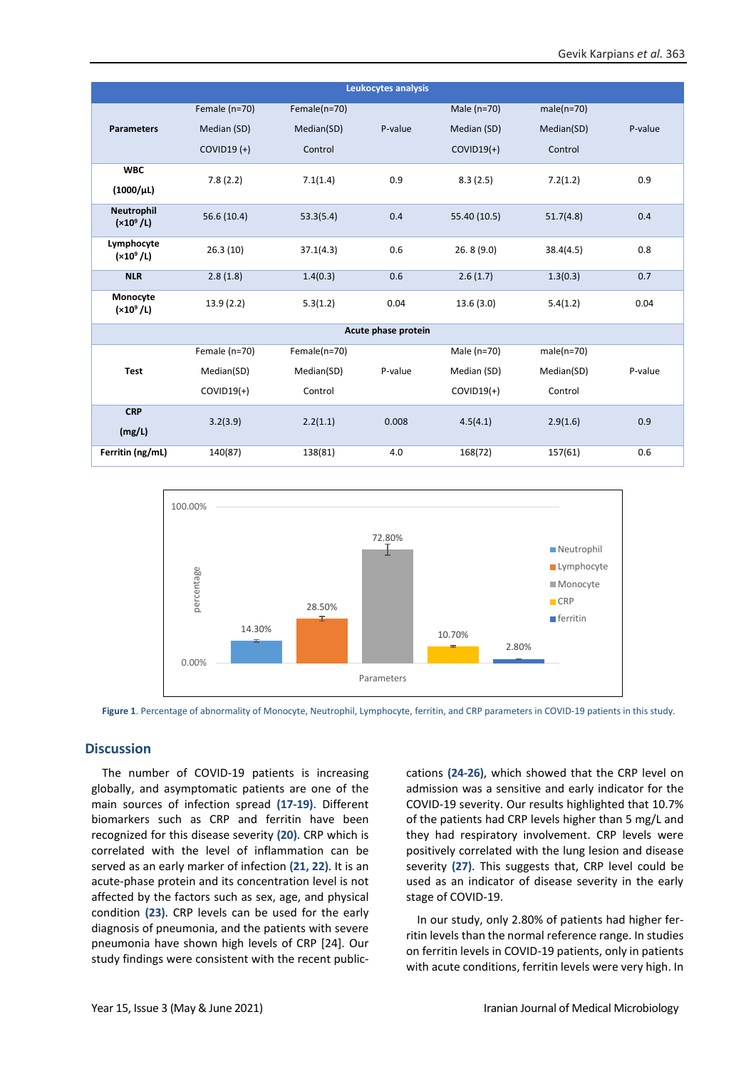| Leukocytes analysis | | | | | | |
|---|---|---|---|---|---|---|
| Parameters | Female (n=70) Median (SD) COVID19 (+) | Female(n=70) Median(SD) Control | P-value | Male (n=70) Median (SD) COVID19(+) | male(n=70) Median(SD) Control | P-value |
| WBC (1000/μL) | 7.8 (2.2) | 7.1(1.4) | 0.9 | 8.3 (2.5) | 7.2(1.2) | 0.9 |
| Neutrophil ($\times 10^9$ /L) | 56.6 (10.4) | 53.3(5.4) | 0.4 | 55.40 (10.5) | 51.7(4.8) | 0.4 |
| Lymphocyte ($\times 10^9$ /L) | 26.3 (10) | 37.1(4.3) | 0.6 | 26. 8 (9.0) | 38.4(4.5) | 0.8 |
| NLR | 2.8 (1.8) | 1.4(0.3) | 0.6 | 2.6 (1.7) | 1.3(0.3) | 0.7 |
| Monocyte ($\times 10^9$ /L) | 13.9 (2.2) | 5.3(1.2) | 0.04 | 13.6 (3.0) | 5.4(1.2) | 0.04 |
| Acute phase protein | | | | | | |
| Test | Female (n=70) Median(SD) COVID19(+) | Female(n=70) Median(SD) Control | P-value | Male (n=70) Median (SD) COVID19(+) | male(n=70) Median(SD) Control | P-value |
| CRP (mg/L) | 3.2(3.9) | 2.2(1.1) | 0.008 | 4.5(4.1) | 2.9(1.6) | 0.9 |
| Ferritin (ng/mL) | 140(87) | 138(81) | 4.0 | 168(72) | 157(61) | 0.6 |

Figure 1. Percentage of abnormality of Monocyte, Neutrophil, Lymphocyte, ferritin, and CRP parameters in COVID-19 patients in this study.

## Discussion

The number of COVID-19 patients is increasing globally, and asymptomatic patients are one of the main sources of infection spread **(17-19)**. Different biomarkers such as CRP and ferritin have been recognized for this disease severity **(20)**. CRP which is correlated with the level of inflammation can be served as an early marker of infection **(21, 22)**. It is an acute-phase protein and its concentration level is not affected by the factors such as sex, age, and physical condition **(23)**. CRP levels can be used for the early diagnosis of pneumonia, and the patients with severe pneumonia have shown high levels of CRP [24]. Our study findings were consistent with the recent publications **(24-26)**, which showed that the CRP level on admission was a sensitive and early indicator for the COVID-19 severity. Our results highlighted that 10.7% of the patients had CRP levels higher than 5 mg/L and they had respiratory involvement. CRP levels were positively correlated with the lung lesion and disease severity **(27)**. This suggests that, CRP level could be used as an indicator of disease severity in the early stage of COVID-19.

In our study, only 2.80% of patients had higher ferritin levels than the normal reference range. In studies on ferritin levels in COVID-19 patients, only in patients with acute conditions, ferritin levels were very high. In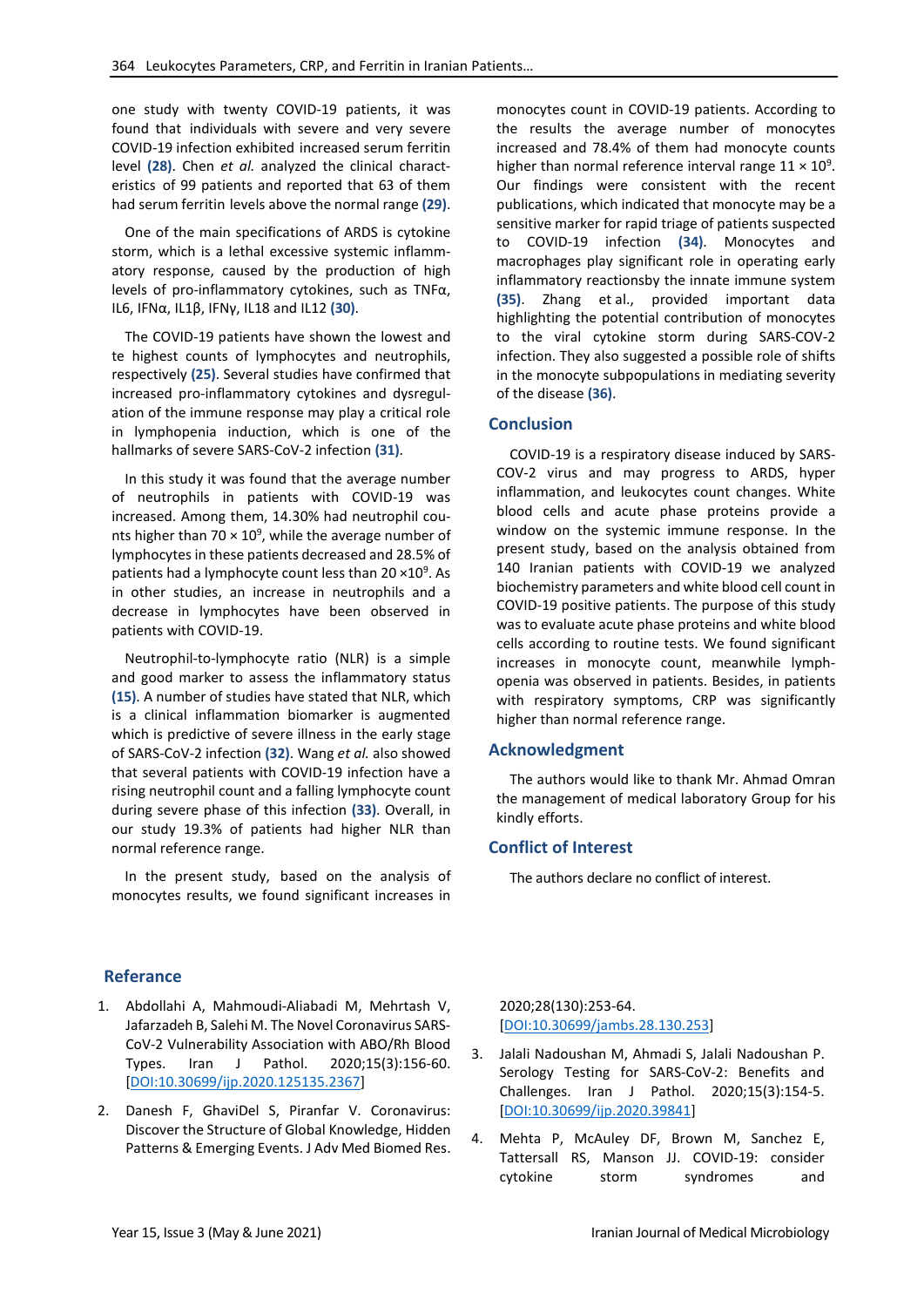one study with twenty COVID-19 patients, it was found that individuals with severe and very severe COVID-19 infection exhibited increased serum ferritin level **(28)**. Chen *et al.* analyzed the clinical characteristics of 99 patients and reported that 63 of them had serum ferritin levels above the normal range **(29)**.

One of the main specifications of ARDS is cytokine storm, which is a lethal excessive systemic inflammatory response, caused by the production of high levels of pro-inflammatory cytokines, such as TNFα, IL6, IFNα, IL1β, IFNγ, IL18 and IL12 **(30)**.

The COVID-19 patients have shown the lowest and te highest counts of lymphocytes and neutrophils, respectively **(25)**. Several studies have confirmed that increased pro-inflammatory cytokines and dysregulation of the immune response may play a critical role in lymphopenia induction, which is one of the hallmarks of severe SARS-CoV-2 infection **(31)**.

In this study it was found that the average number of neutrophils in patients with COVID-19 was increased. Among them, 14.30% had neutrophil counts higher than $70 \times 10^9$, while the average number of lymphocytes in these patients decreased and 28.5% of patients had a lymphocyte count less than $20 \times 10^9$. As in other studies, an increase in neutrophils and a decrease in lymphocytes have been observed in patients with COVID-19.

Neutrophil-to-lymphocyte ratio (NLR) is a simple and good marker to assess the inflammatory status **(15)**. A number of studies have stated that NLR, which is a clinical inflammation biomarker is augmented which is predictive of severe illness in the early stage of SARS-CoV-2 infection **(32)**. Wang *et al.* also showed that several patients with COVID-19 infection have a rising neutrophil count and a falling lymphocyte count during severe phase of this infection **(33)**. Overall, in our study 19.3% of patients had higher NLR than normal reference range.

In the present study, based on the analysis of monocytes results, we found significant increases in monocytes count in COVID-19 patients. According to the results the average number of monocytes increased and 78.4% of them had monocyte counts higher than normal reference interval range $11 \times 10^9$. Our findings were consistent with the recent publications, which indicated that monocyte may be a sensitive marker for rapid triage of patients suspected to COVID-19 infection **(34)**. Monocytes and macrophages play significant role in operating early inflammatory reactionsby the innate immune system **(35)**. Zhang et al., provided important data highlighting the potential contribution of monocytes to the viral cytokine storm during SARS-COV-2 infection. They also suggested a possible role of shifts in the monocyte subpopulations in mediating severity of the disease **(36)**.

## Conclusion

COVID-19 is a respiratory disease induced by SARS-COV-2 virus and may progress to ARDS, hyper inflammation, and leukocytes count changes. White blood cells and acute phase proteins provide a window on the systemic immune response. In the present study, based on the analysis obtained from 140 Iranian patients with COVID-19 we analyzed biochemistry parameters and white blood cell count in COVID-19 positive patients. The purpose of this study was to evaluate acute phase proteins and white blood cells according to routine tests. We found significant increases in monocyte count, meanwhile lymphopenia was observed in patients. Besides, in patients with respiratory symptoms, CRP was significantly higher than normal reference range.

## Acknowledgment

The authors would like to thank Mr. Ahmad Omran the management of medical laboratory Group for his kindly efforts.

## Conflict of Interest

The authors declare no conflict of interest.

## Referance

1. Abdollahi A, Mahmoudi-Aliabadi M, Mehrtash V, Jafarzadeh B, Salehi M. The Novel Coronavirus SARS-CoV-2 Vulnerability Association with ABO/Rh Blood Types. Iran J Pathol. 2020;15(3):156-60. [DOI:10.30699/ijp.2020.125135.2367]
2. Danesh F, GhaviDel S, Piranfar V. Coronavirus: Discover the Structure of Global Knowledge, Hidden Patterns & Emerging Events. J Adv Med Biomed Res. 2020;28(130):253-64. [DOI:10.30699/jambs.28.130.253]
3. Jalali Nadoushan M, Ahmadi S, Jalali Nadoushan P. Serology Testing for SARS-CoV-2: Benefits and Challenges. Iran J Pathol. 2020;15(3):154-5. [DOI:10.30699/ijp.2020.39841]
4. Mehta P, McAuley DF, Brown M, Sanchez E, Tattersall RS, Manson JJ. COVID-19: consider cytokine storm syndromes and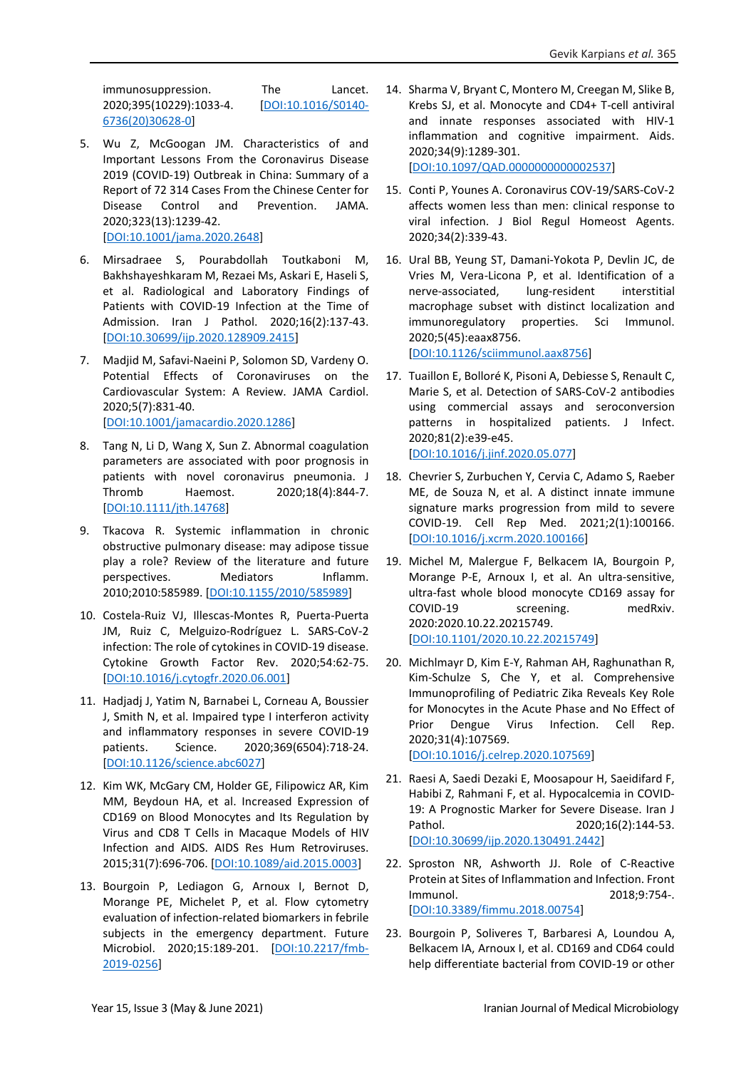immunosuppression. The Lancet. 2020;395(10229):1033-4. [DOI:10.1016/S0140-6736(20)30628-0]

5. Wu Z, McGoogan JM. Characteristics of and Important Lessons From the Coronavirus Disease 2019 (COVID-19) Outbreak in China: Summary of a Report of 72 314 Cases From the Chinese Center for Disease Control and Prevention. JAMA. 2020;323(13):1239-42. [DOI:10.1001/jama.2020.2648]

6. Mirsadraee S, Pourabdollah Toutkaboni M, Bakhshayeshkaram M, Rezaei Ms, Askari E, Haseli S, et al. Radiological and Laboratory Findings of Patients with COVID-19 Infection at the Time of Admission. Iran J Pathol. 2020;16(2):137-43. [DOI:10.30699/ijp.2020.128909.2415]

7. Madjid M, Safavi-Naeini P, Solomon SD, Vardeny O. Potential Effects of Coronaviruses on the Cardiovascular System: A Review. JAMA Cardiol. 2020;5(7):831-40. [DOI:10.1001/jamacardio.2020.1286]

8. Tang N, Li D, Wang X, Sun Z. Abnormal coagulation parameters are associated with poor prognosis in patients with novel coronavirus pneumonia. J Thromb Haemost. 2020;18(4):844-7. [DOI:10.1111/jth.14768]

9. Tkacova R. Systemic inflammation in chronic obstructive pulmonary disease: may adipose tissue play a role? Review of the literature and future perspectives. Mediators Inflamm. 2010;2010:585989. [DOI:10.1155/2010/585989]

10. Costela-Ruiz VJ, Illescas-Montes R, Puerta-Puerta JM, Ruiz C, Melguizo-Rodríguez L. SARS-CoV-2 infection: The role of cytokines in COVID-19 disease. Cytokine Growth Factor Rev. 2020;54:62-75. [DOI:10.1016/j.cytogfr.2020.06.001]

11. Hadjadj J, Yatim N, Barnabei L, Corneau A, Boussier J, Smith N, et al. Impaired type I interferon activity and inflammatory responses in severe COVID-19 patients. Science. 2020;369(6504):718-24. [DOI:10.1126/science.abc6027]

12. Kim WK, McGary CM, Holder GE, Filipowicz AR, Kim MM, Beydoun HA, et al. Increased Expression of CD169 on Blood Monocytes and Its Regulation by Virus and CD8 T Cells in Macaque Models of HIV Infection and AIDS. AIDS Res Hum Retroviruses. 2015;31(7):696-706. [DOI:10.1089/aid.2015.0003]

13. Bourgoin P, Lediagon G, Arnoux I, Bernot D, Morange PE, Michelet P, et al. Flow cytometry evaluation of infection-related biomarkers in febrile subjects in the emergency department. Future Microbiol. 2020;15:189-201. [DOI:10.2217/fmb-2019-0256]

14. Sharma V, Bryant C, Montero M, Creegan M, Slike B, Krebs SJ, et al. Monocyte and CD4+ T-cell antiviral and innate responses associated with HIV-1 inflammation and cognitive impairment. Aids. 2020;34(9):1289-301. [DOI:10.1097/QAD.0000000000002537]

15. Conti P, Younes A. Coronavirus COV-19/SARS-CoV-2 affects women less than men: clinical response to viral infection. J Biol Regul Homeost Agents. 2020;34(2):339-43.

16. Ural BB, Yeung ST, Damani-Yokota P, Devlin JC, de Vries M, Vera-Licona P, et al. Identification of a nerve-associated, lung-resident interstitial macrophage subset with distinct localization and immunoregulatory properties. Sci Immunol. 2020;5(45):eaax8756. [DOI:10.1126/sciimmunol.aax8756]

17. Tuaillon E, Bolloré K, Pisoni A, Debiesse S, Renault C, Marie S, et al. Detection of SARS-CoV-2 antibodies using commercial assays and seroconversion patterns in hospitalized patients. J Infect. 2020;81(2):e39-e45. [DOI:10.1016/j.jinf.2020.05.077]

18. Chevrier S, Zurbuchen Y, Cervia C, Adamo S, Raeber ME, de Souza N, et al. A distinct innate immune signature marks progression from mild to severe COVID-19. Cell Rep Med. 2021;2(1):100166. [DOI:10.1016/j.xcrm.2020.100166]

19. Michel M, Malergue F, Belkacem IA, Bourgoin P, Morange P-E, Arnoux I, et al. An ultra-sensitive, ultra-fast whole blood monocyte CD169 assay for COVID-19 screening. medRxiv. 2020:2020.10.22.20215749. [DOI:10.1101/2020.10.22.20215749]

20. Michlmayr D, Kim E-Y, Rahman AH, Raghunathan R, Kim-Schulze S, Che Y, et al. Comprehensive Immunoprofiling of Pediatric Zika Reveals Key Role for Monocytes in the Acute Phase and No Effect of Prior Dengue Virus Infection. Cell Rep. 2020;31(4):107569. [DOI:10.1016/j.celrep.2020.107569]

21. Raesi A, Saedi Dezaki E, Moosapour H, Saeidifard F, Habibi Z, Rahmani F, et al. Hypocalcemia in COVID-19: A Prognostic Marker for Severe Disease. Iran J Pathol. 2020;16(2):144-53. [DOI:10.30699/ijp.2020.130491.2442]

22. Sproston NR, Ashworth JJ. Role of C-Reactive Protein at Sites of Inflammation and Infection. Front Immunol. 2018;9:754-. [DOI:10.3389/fimmu.2018.00754]

23. Bourgoin P, Soliveres T, Barbaresi A, Loundou A, Belkacem IA, Arnoux I, et al. CD169 and CD64 could help differentiate bacterial from COVID-19 or other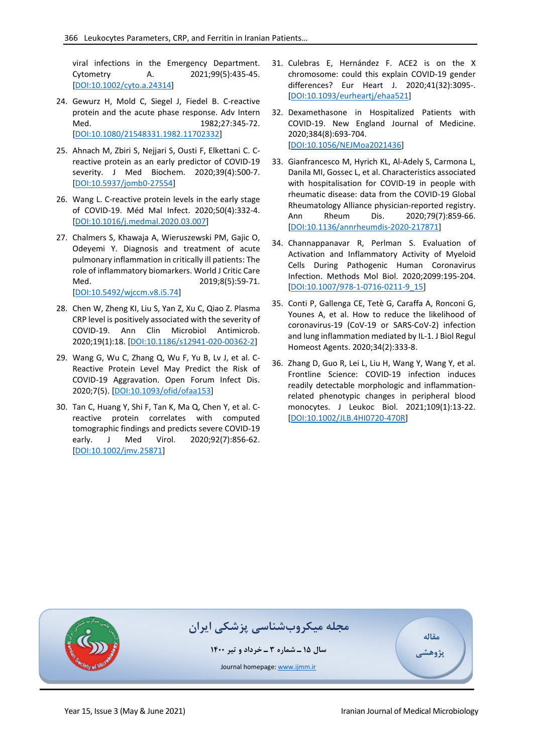viral infections in the Emergency Department. Cytometry A. 2021;99(5):435-45. [DOI:10.1002/cyto.a.24314]

24. Gewurz H, Mold C, Siegel J, Fiedel B. C-reactive protein and the acute phase response. Adv Intern Med. 1982;27:345-72. [DOI:10.1080/21548331.1982.11702332]

25. Ahnach M, Zbiri S, Nejjari S, Ousti F, Elkettani C. C-reactive protein as an early predictor of COVID-19 severity. J Med Biochem. 2020;39(4):500-7. [DOI:10.5937/jomb0-27554]

26. Wang L. C-reactive protein levels in the early stage of COVID-19. Méd Mal Infect. 2020;50(4):332-4. [DOI:10.1016/j.medmal.2020.03.007]

27. Chalmers S, Khawaja A, Wieruszewski PM, Gajic O, Odeyemi Y. Diagnosis and treatment of acute pulmonary inflammation in critically ill patients: The role of inflammatory biomarkers. World J Critic Care Med. 2019;8(5):59-71. [DOI:10.5492/wjccm.v8.i5.74]

28. Chen W, Zheng KI, Liu S, Yan Z, Xu C, Qiao Z. Plasma CRP level is positively associated with the severity of COVID-19. Ann Clin Microbiol Antimicrob. 2020;19(1):18. [DOI:10.1186/s12941-020-00362-2]

29. Wang G, Wu C, Zhang Q, Wu F, Yu B, Lv J, et al. C-Reactive Protein Level May Predict the Risk of COVID-19 Aggravation. Open Forum Infect Dis. 2020;7(5). [DOI:10.1093/ofid/ofaa153]

30. Tan C, Huang Y, Shi F, Tan K, Ma Q, Chen Y, et al. C-reactive protein correlates with computed tomographic findings and predicts severe COVID-19 early. J Med Virol. 2020;92(7):856-62. [DOI:10.1002/jmv.25871]

31. Culebras E, Hernández F. ACE2 is on the X chromosome: could this explain COVID-19 gender differences? Eur Heart J. 2020;41(32):3095-. [DOI:10.1093/eurheartj/ehaa521]

32. Dexamethasone in Hospitalized Patients with COVID-19. New England Journal of Medicine. 2020;384(8):693-704. [DOI:10.1056/NEJMoa2021436]

33. Gianfrancesco M, Hyrich KL, Al-Adely S, Carmona L, Danila MI, Gossec L, et al. Characteristics associated with hospitalisation for COVID-19 in people with rheumatic disease: data from the COVID-19 Global Rheumatology Alliance physician-reported registry. Ann Rheum Dis. 2020;79(7):859-66. [DOI:10.1136/annrheumdis-2020-217871]

34. Channappanavar R, Perlman S. Evaluation of Activation and Inflammatory Activity of Myeloid Cells During Pathogenic Human Coronavirus Infection. Methods Mol Biol. 2020;2099:195-204. [DOI:10.1007/978-1-0716-0211-9_15]

35. Conti P, Gallenga CE, Tetè G, Caraffa A, Ronconi G, Younes A, et al. How to reduce the likelihood of coronavirus-19 (CoV-19 or SARS-CoV-2) infection and lung inflammation mediated by IL-1. J Biol Regul Homeost Agents. 2020;34(2):333-8.

36. Zhang D, Guo R, Lei L, Liu H, Wang Y, Wang Y, et al. Frontline Science: COVID-19 infection induces readily detectable morphologic and inflammation-related phenotypic changes in peripheral blood monocytes. J Leukoc Biol. 2021;109(1):13-22. [DOI:10.1002/JLB.4HI0720-470R]

مجله میکروب‌شناسی پزشکی ایران

سال ۱۵ ـ شماره ۳ ـ خرداد و تیر ۱۴۰۰

Journal homepage: www.ijmm.ir

مقاله پژوهشی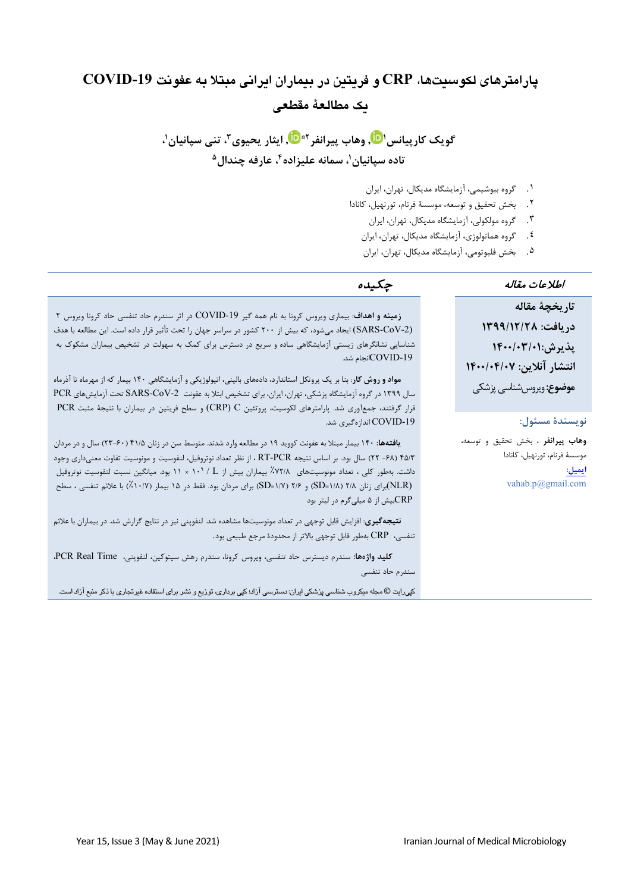# پارامترهای لکوسیت‌ها، CRP و فریتین در بیماران ایرانی مبتلا به عفونت COVID-19

## یک مطالعهٔ مقطعی

**گویک کارپیانس[1]، وهاب پیرانفر[2*]، ایثار یحیوی[3]، تنی سپانیان[1]، تاده سپانیان[1]، سمانه علیزاده[4]، عارفه چندال[5]**

۱. گروه بیوشیمی، آزمایشگاه مدیکال، تهران، ایران
۲. بخش تحقیق و توسعه، موسسهٔ فرنام، تورنهیل، کانادا
۳. گروه مولکولی، آزمایشگاه مدیکال، تهران، ایران
٤. گروه هماتولوژی، آزمایشگاه مدیکال، تهران، ایران
٥. بخش فلبوتومی، آزمایشگاه مدیکال، تهران، ایران

### اطلاعات مقاله

**تاریخچهٔ مقاله**

**دریافت: ۱۳۹۹/۱۲/۲۸**

**پذیرش: ۱۴۰۰/۰۳/۰۱**

**انتشار آنلاین: ۱۴۰۰/۰۴/۰۷**

**موضوع:** ویروس‌شناسی پزشکی

**نویسندهٔ مسئول:**

**وهاب پیرانفر**، بخش تحقیق و توسعه، موسسهٔ فرنام، تورنهیل، کانادا

**ایمیل:**
vahab.p@gmail.com

### چکیده

**زمینه و اهداف**: بیماری ویروس کرونا به نام همه گیر COVID-19 در اثر سندرم حاد تنفسی حاد کرونا ویروس ۲ (SARS-CoV-2) ایجاد می‌شود، که بیش از ۲۰۰ کشور در سراسر جهان را تحت تأثیر قرار داده است. این مطالعه با هدف شناسایی نشانگرهای زیستی آزمایشگاهی ساده و سریع در دسترس برای کمک به سهولت در تشخیص بیماران مشکوک به COVID-19انجام شد.

**مواد و روش کار**: بنا بر یک پروتکل استاندارد، داده‌های بالینی، اتیولوژیکی و آزمایشگاهی ۱۴۰ بیمار که از مهرماه تا آذرماه سال ۱۳۹۹ در گروه آزمایشگاه پزشکی، تهران، ایران، برای تشخیص ابتلا به عفونت SARS-CoV-2 تحت آزمایش‌های PCR قرار گرفتند، جمع‌آوری شد. پارامترهای لکوسیت، پروتئین C (CRP) و سطح فریتین در بیماران با نتیجهٔ مثبت PCR COVID-19 اندازه‌گیری شد.

**یافته‌ها**: ۱۴۰ بیمار مبتلا به عفونت کووید ۱۹ در مطالعه وارد شدند. متوسط سن در زنان ۴۱/۵ (۶۰-۲۳) سال و در مردان ۴۵/۳ (۶۸- ۲۲) سال بود. بر اساس نتیجه RT-PCR ، از نظر تعداد نوتروفیل، لنفوسیت و مونوسیت تفاوت معنی‌داری وجود داشت. به‌طور کلی ، تعداد مونوسیت‌های ۷۲/۸٪ بیماران بیش از $10^9 \times 11$ / L بود. میانگین نسبت لنفوسیت نوتروفیل (NLR)برای زنان ۲/۸ (SD=۱/۸) و ۲/۶ (SD=۱/۷) برای مردان بود. فقط در ۱۵ بیمار (۱۰/۷٪) با علائم تنفسی ، سطح CRPبیش از ۵ میلی‌گرم در لیتر بود

**نتیجه‌گیری**: افزایش قابل توجهی در تعداد مونوسیت‌ها مشاهده شد. لنفوپنی نیز در نتایج گزارش شد. در بیماران با علائم تنفسی، CRP به‌طور قابل توجهی بالاتر از محدودهٔ مرجع طبیعی بود.

**کلید واژه‌ها**: سندرم دیسترس حاد تنفسی، ویروس کرونا، سندرم رهش سیتوکین، لنفوپنی، PCR Real Time، سندرم حاد تنفسی

کپی‌رایت © مجله میکروب شناسی پزشکی ایران: دسترسی آزاد؛ کپی برداری، توزیع و نشر برای استفاده غیرتجاری با ذکر منبع آزاد است.